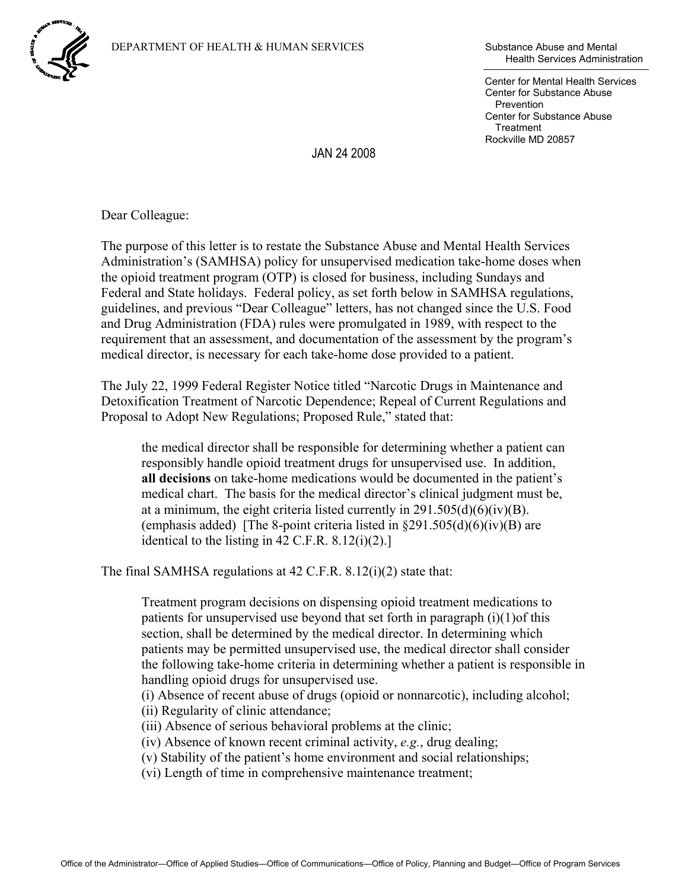DEPARTMENT OF HEALTH & HUMAN SERVICES

Substance Abuse and Mental Health Services Administration

Center for Mental Health Services
Center for Substance Abuse Prevention
Center for Substance Abuse Treatment
Rockville MD 20857

JAN 24 2008

Dear Colleague:

The purpose of this letter is to restate the Substance Abuse and Mental Health Services Administration's (SAMHSA) policy for unsupervised medication take-home doses when the opioid treatment program (OTP) is closed for business, including Sundays and Federal and State holidays. Federal policy, as set forth below in SAMHSA regulations, guidelines, and previous "Dear Colleague" letters, has not changed since the U.S. Food and Drug Administration (FDA) rules were promulgated in 1989, with respect to the requirement that an assessment, and documentation of the assessment by the program's medical director, is necessary for each take-home dose provided to a patient.

The July 22, 1999 Federal Register Notice titled "Narcotic Drugs in Maintenance and Detoxification Treatment of Narcotic Dependence; Repeal of Current Regulations and Proposal to Adopt New Regulations; Proposed Rule," stated that:

> the medical director shall be responsible for determining whether a patient can responsibly handle opioid treatment drugs for unsupervised use. In addition, **all decisions** on take-home medications would be documented in the patient's medical chart. The basis for the medical director's clinical judgment must be, at a minimum, the eight criteria listed currently in 291.505(d)(6)(iv)(B). (emphasis added) [The 8-point criteria listed in §291.505(d)(6)(iv)(B) are identical to the listing in 42 C.F.R. 8.12(i)(2).]

The final SAMHSA regulations at 42 C.F.R. 8.12(i)(2) state that:

> Treatment program decisions on dispensing opioid treatment medications to patients for unsupervised use beyond that set forth in paragraph (i)(1)of this section, shall be determined by the medical director. In determining which patients may be permitted unsupervised use, the medical director shall consider the following take-home criteria in determining whether a patient is responsible in handling opioid drugs for unsupervised use.
> (i) Absence of recent abuse of drugs (opioid or nonnarcotic), including alcohol;
> (ii) Regularity of clinic attendance;
> (iii) Absence of serious behavioral problems at the clinic;
> (iv) Absence of known recent criminal activity, *e.g.*, drug dealing;
> (v) Stability of the patient's home environment and social relationships;
> (vi) Length of time in comprehensive maintenance treatment;

Office of the Administrator—Office of Applied Studies—Office of Communications—Office of Policy, Planning and Budget—Office of Program Services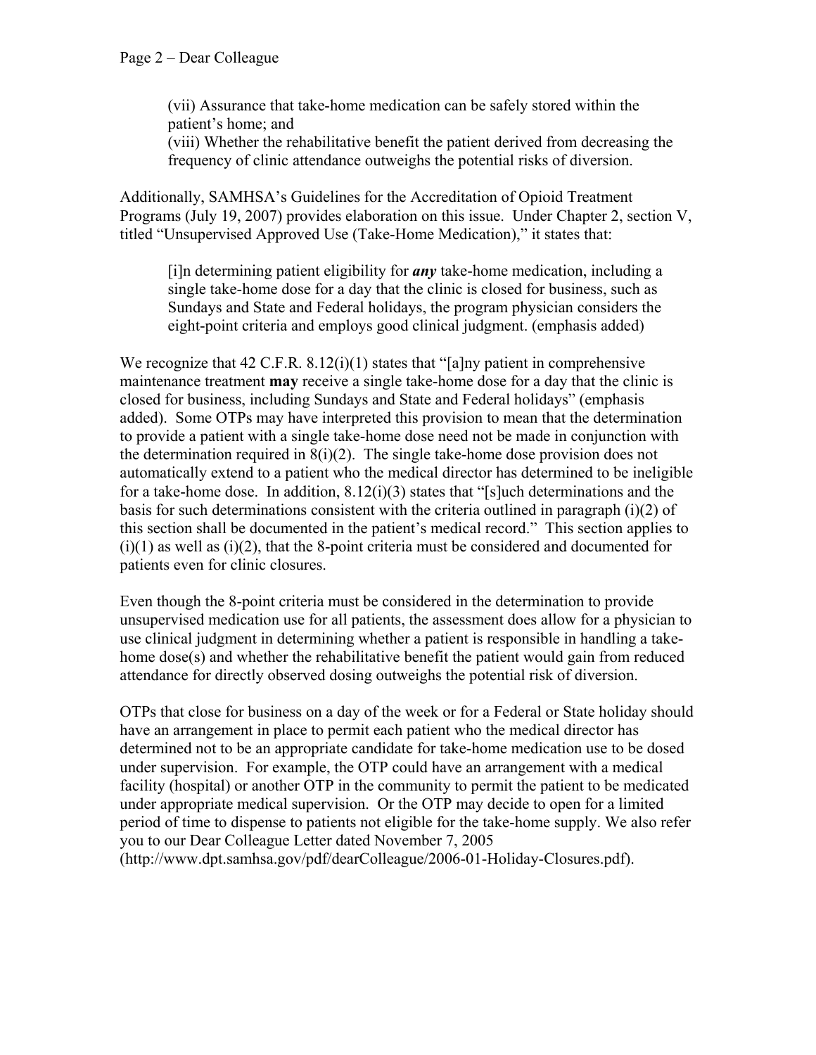(vii) Assurance that take-home medication can be safely stored within the patient's home; and
(viii) Whether the rehabilitative benefit the patient derived from decreasing the frequency of clinic attendance outweighs the potential risks of diversion.

Additionally, SAMHSA's Guidelines for the Accreditation of Opioid Treatment Programs (July 19, 2007) provides elaboration on this issue. Under Chapter 2, section V, titled "Unsupervised Approved Use (Take-Home Medication)," it states that:

> [i]n determining patient eligibility for ***any*** take-home medication, including a single take-home dose for a day that the clinic is closed for business, such as Sundays and State and Federal holidays, the program physician considers the eight-point criteria and employs good clinical judgment. (emphasis added)

We recognize that 42 C.F.R. 8.12(i)(1) states that "[a]ny patient in comprehensive maintenance treatment **may** receive a single take-home dose for a day that the clinic is closed for business, including Sundays and State and Federal holidays" (emphasis added). Some OTPs may have interpreted this provision to mean that the determination to provide a patient with a single take-home dose need not be made in conjunction with the determination required in 8(i)(2). The single take-home dose provision does not automatically extend to a patient who the medical director has determined to be ineligible for a take-home dose. In addition, 8.12(i)(3) states that "[s]uch determinations and the basis for such determinations consistent with the criteria outlined in paragraph (i)(2) of this section shall be documented in the patient's medical record." This section applies to (i)(1) as well as (i)(2), that the 8-point criteria must be considered and documented for patients even for clinic closures.

Even though the 8-point criteria must be considered in the determination to provide unsupervised medication use for all patients, the assessment does allow for a physician to use clinical judgment in determining whether a patient is responsible in handling a take-home dose(s) and whether the rehabilitative benefit the patient would gain from reduced attendance for directly observed dosing outweighs the potential risk of diversion.

OTPs that close for business on a day of the week or for a Federal or State holiday should have an arrangement in place to permit each patient who the medical director has determined not to be an appropriate candidate for take-home medication use to be dosed under supervision. For example, the OTP could have an arrangement with a medical facility (hospital) or another OTP in the community to permit the patient to be medicated under appropriate medical supervision. Or the OTP may decide to open for a limited period of time to dispense to patients not eligible for the take-home supply. We also refer you to our Dear Colleague Letter dated November 7, 2005 (http://www.dpt.samhsa.gov/pdf/dearColleague/2006-01-Holiday-Closures.pdf).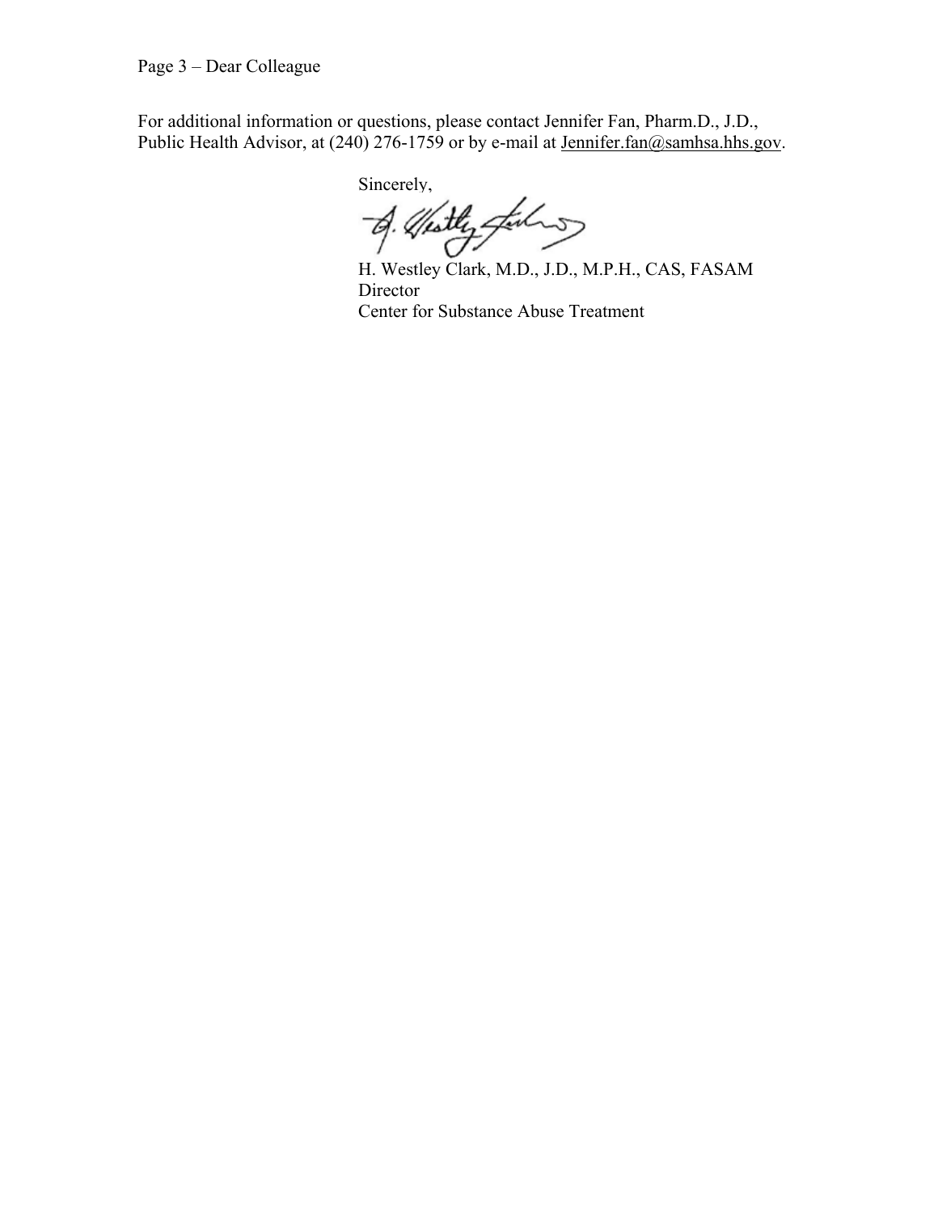For additional information or questions, please contact Jennifer Fan, Pharm.D., J.D., Public Health Advisor, at (240) 276-1759 or by e-mail at Jennifer.fan@samhsa.hhs.gov.

Sincerely,

H. Westley Clark, M.D., J.D., M.P.H., CAS, FASAM  
Director  
Center for Substance Abuse Treatment